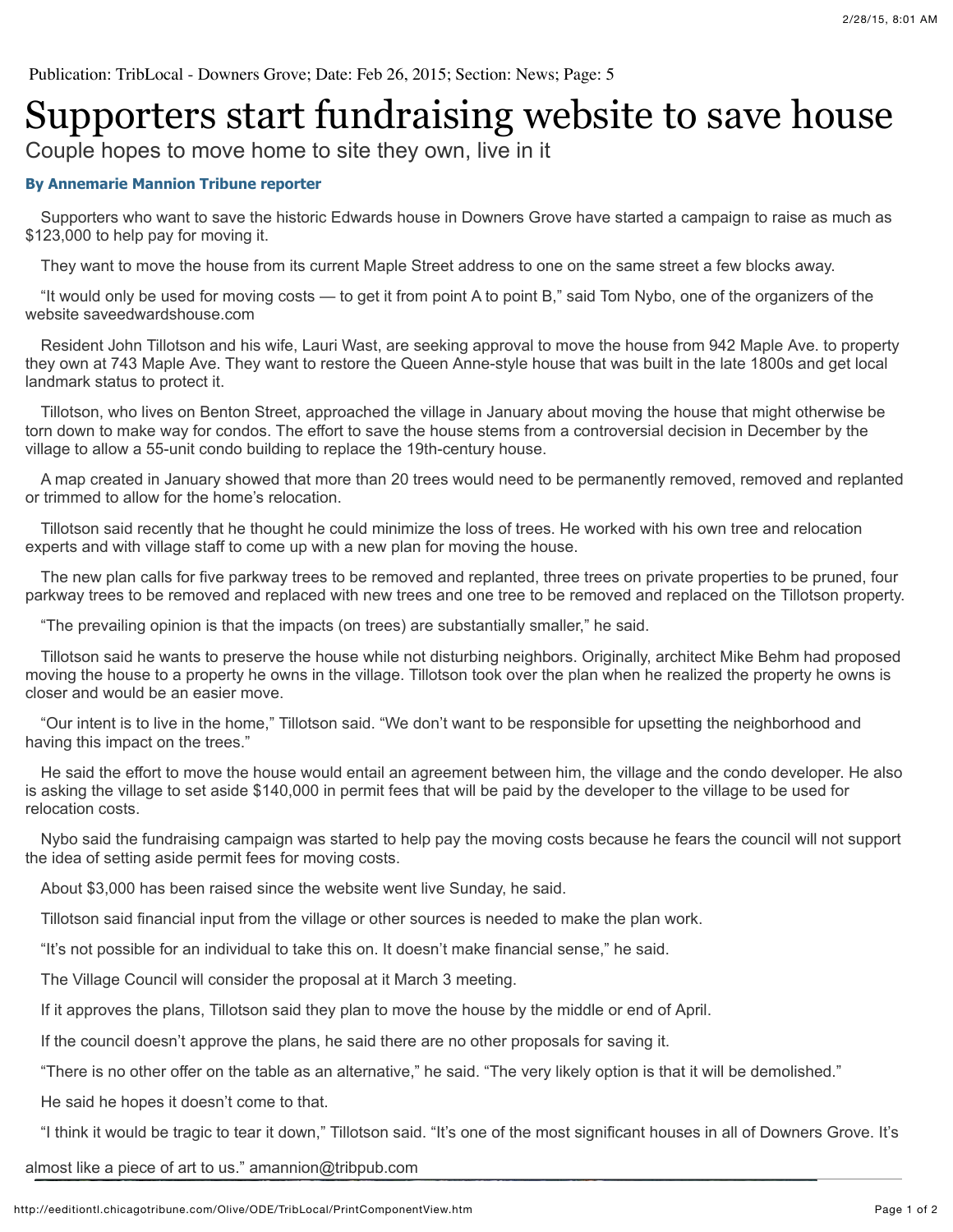Publication: TribLocal - Downers Grove; Date: Feb 26, 2015; Section: News; Page: 5

# Supporters start fundraising website to save house

## Couple hopes to move home to site they own, live in it

**By Annemarie Mannion Tribune reporter**

Supporters who want to save the historic Edwards house in Downers Grove have started a campaign to raise as much as $123,000 to help pay for moving it.

They want to move the house from its current Maple Street address to one on the same street a few blocks away.

"It would only be used for moving costs — to get it from point A to point B," said Tom Nybo, one of the organizers of the website saveedwardshouse.com

Resident John Tillotson and his wife, Lauri Wast, are seeking approval to move the house from 942 Maple Ave. to property they own at 743 Maple Ave. They want to restore the Queen Anne-style house that was built in the late 1800s and get local landmark status to protect it.

Tillotson, who lives on Benton Street, approached the village in January about moving the house that might otherwise be torn down to make way for condos. The effort to save the house stems from a controversial decision in December by the village to allow a 55-unit condo building to replace the 19th-century house.

A map created in January showed that more than 20 trees would need to be permanently removed, removed and replanted or trimmed to allow for the home's relocation.

Tillotson said recently that he thought he could minimize the loss of trees. He worked with his own tree and relocation experts and with village staff to come up with a new plan for moving the house.

The new plan calls for five parkway trees to be removed and replanted, three trees on private properties to be pruned, four parkway trees to be removed and replaced with new trees and one tree to be removed and replaced on the Tillotson property.

"The prevailing opinion is that the impacts (on trees) are substantially smaller," he said.

Tillotson said he wants to preserve the house while not disturbing neighbors. Originally, architect Mike Behm had proposed moving the house to a property he owns in the village. Tillotson took over the plan when he realized the property he owns is closer and would be an easier move.

"Our intent is to live in the home," Tillotson said. "We don't want to be responsible for upsetting the neighborhood and having this impact on the trees."

He said the effort to move the house would entail an agreement between him, the village and the condo developer. He also is asking the village to set aside $140,000 in permit fees that will be paid by the developer to the village to be used for relocation costs.

Nybo said the fundraising campaign was started to help pay the moving costs because he fears the council will not support the idea of setting aside permit fees for moving costs.

About $3,000 has been raised since the website went live Sunday, he said.

Tillotson said financial input from the village or other sources is needed to make the plan work.

"It's not possible for an individual to take this on. It doesn't make financial sense," he said.

The Village Council will consider the proposal at it March 3 meeting.

If it approves the plans, Tillotson said they plan to move the house by the middle or end of April.

If the council doesn't approve the plans, he said there are no other proposals for saving it.

"There is no other offer on the table as an alternative," he said. "The very likely option is that it will be demolished."

He said he hopes it doesn't come to that.

"I think it would be tragic to tear it down," Tillotson said. "It's one of the most significant houses in all of Downers Grove. It's almost like a piece of art to us." amannion@tribpub.com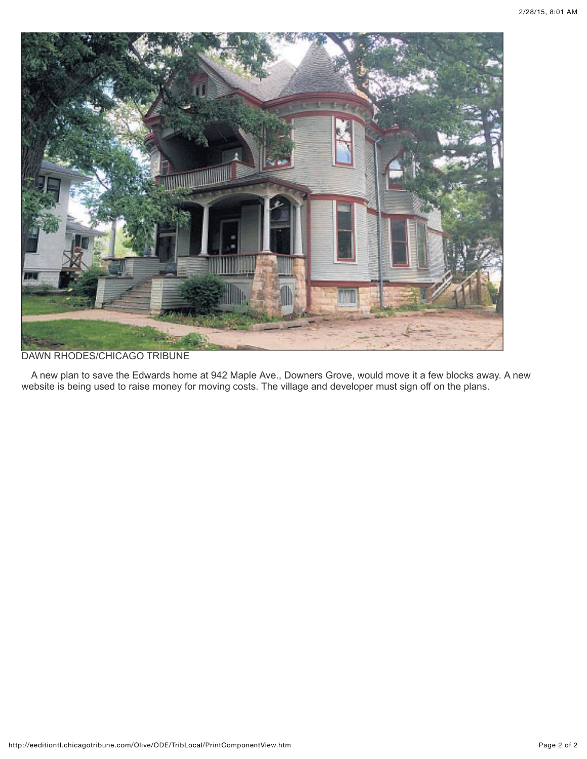DAWN RHODES/CHICAGO TRIBUNE

A new plan to save the Edwards home at 942 Maple Ave., Downers Grove, would move it a few blocks away. A new website is being used to raise money for moving costs. The village and developer must sign off on the plans.